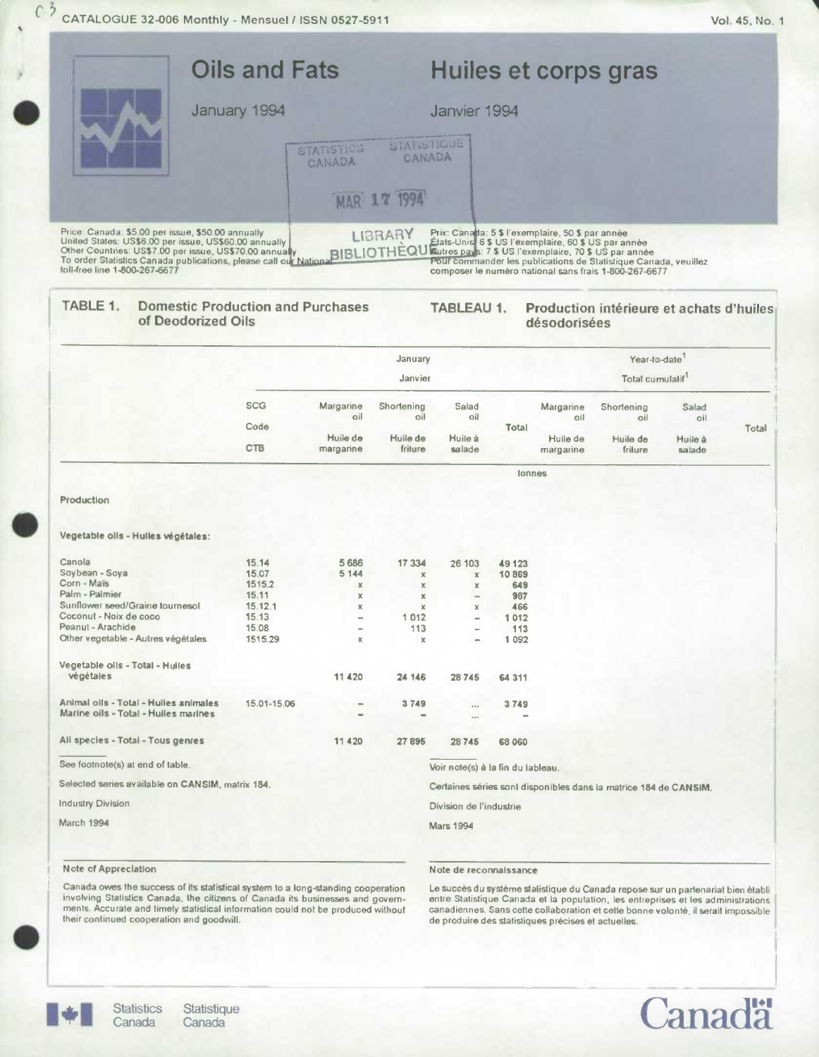CATALOGUE 32-006 Monthly - Mensuel / ISSN 0527-5911

Vol. 45, No. 1

# Oils and Fats

# Huiles et corps gras

January 1994

Janvier 1994

STATISTICS CANADA STATISTIQUE CANADA MAR 17 1994 LIBRARY BIBLIOTHÈQUE

Price: Canada: $5.00 per issue, $50.00 annually
United States: US$6.00 per issue, US$60.00 annually
Other Countries: US$7.00 per issue, US$70.00 annually
To order Statistics Canada publications, please call our National toll-free line 1-800-267-6677

Prix: Canada: 5 $ l'exemplaire, 50 $ par année
États-Unis: 6 $ US l'exemplaire, 60 $ US par année
Autres pays: 7 $ US l'exemplaire, 70 $ US par année
Pour commander les publications de Statistique Canada, veuillez composer le numéro national sans frais 1-800-267-6677

## TABLE 1. Domestic Production and Purchases of Deodorized Oils

## TABLEAU 1. Production intérieure et achats d'huiles désodorisées

| | SCG Code CTB | January / Janvier | | | | Year-to-date[1] / Total cumulatif[1] | | | |
|---|---|---|---|---|---|---|---|---|---|
| | | Margarine oil / Huile de margarine | Shortening oil / Huile de friture | Salad oil / Huile à salade | Total | Margarine oil / Huile de margarine | Shortening oil / Huile de friture | Salad oil / Huile à salade | Total |
| | | tonnes | | | | | | | |
| **Production** | | | | | | | | | |
| **Vegetable oils - Huiles végétales:** | | | | | | | | | |
| Canola | 15.14 | 5 686 | 17 334 | 26 103 | 49 123 | | | | |
| Soybean - Soya | 15.07 | 5 144 | x | x | 10 869 | | | | |
| Corn - Maïs | 1515.2 | x | x | x | 649 | | | | |
| Palm - Palmier | 15.11 | x | x | – | 987 | | | | |
| Sunflower seed/Graine tournesol | 15.12.1 | x | x | x | 466 | | | | |
| Coconut - Noix de coco | 15.13 | – | 1 012 | – | 1 012 | | | | |
| Peanut - Arachide | 15.08 | – | 113 | – | 113 | | | | |
| Other vegetable - Autres végétales | 1515.29 | x | x | – | 1 092 | | | | |
| Vegetable oils - Total - Huiles végétales | | 11 420 | 24 146 | 28 745 | 64 311 | | | | |
| Animal oils - Total - Huiles animales | 15.01-15.06 | – | 3 749 | ... | 3 749 | | | | |
| Marine oils - Total - Huiles marines | | – | – | ... | – | | | | |
| All species - Total - Tous genres | | 11 420 | 27 895 | 28 745 | 68 060 | | | | |

See footnote(s) at end of table.

Selected series available on CANSIM, matrix 184.

Industry Division

March 1994

Voir note(s) à la fin du tableau.

Certaines séries sont disponibles dans la matrice 184 de CANSIM.

Division de l'industrie

Mars 1994

### Note of Appreciation

Canada owes the success of its statistical system to a long-standing cooperation involving Statistics Canada, the citizens of Canada its businesses and governments. Accurate and timely statistical information could not be produced without their continued cooperation and goodwill.

### Note de reconnaissance

Le succès du système statistique du Canada repose sur un partenariat bien établi entre Statistique Canada et la population, les entreprises et les administrations canadiennes. Sans cette collaboration et cette bonne volonté, il serait impossible de produire des statistiques précises et actuelles.

Statistics Canada Statistique Canada

Canada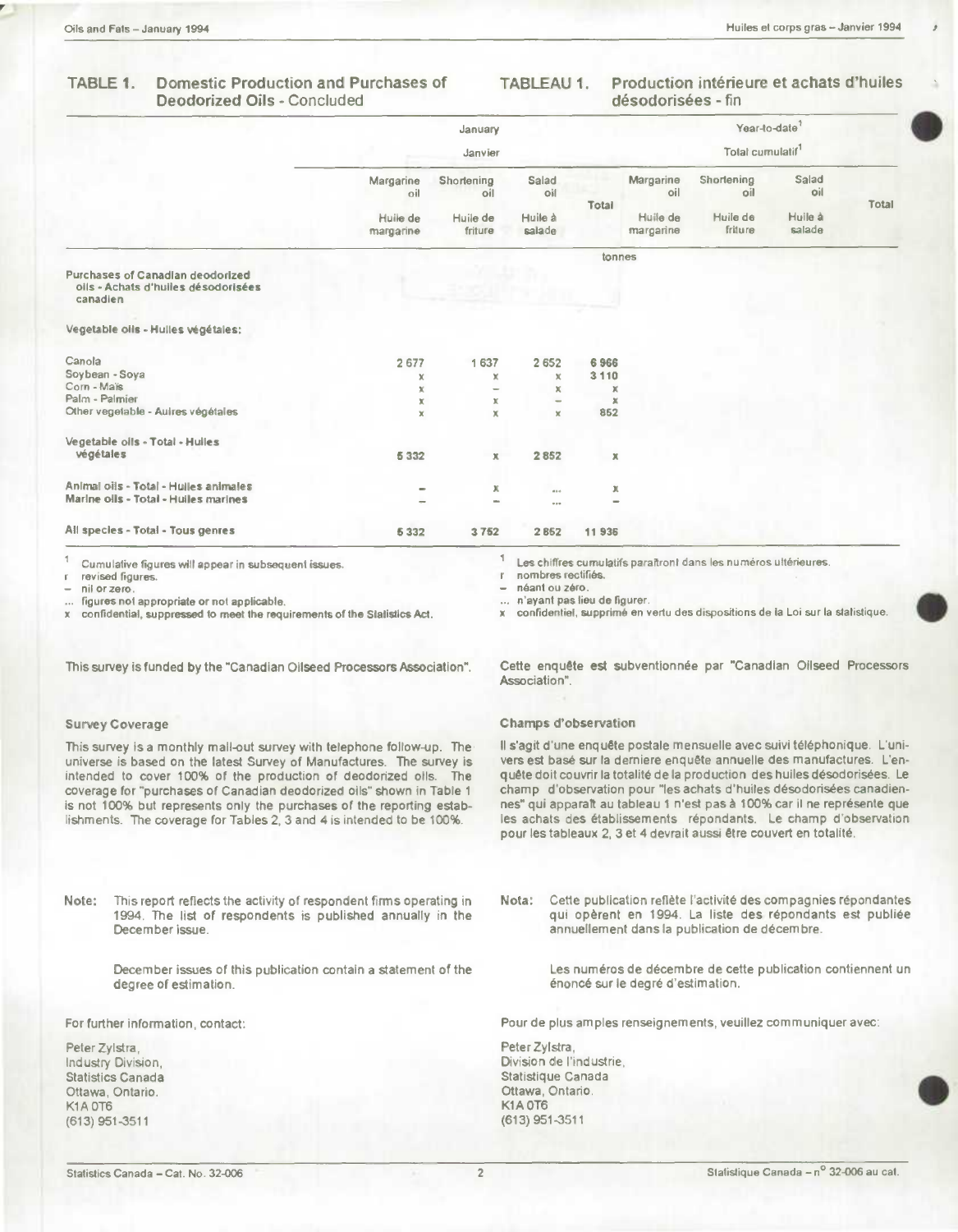## TABLE 1. Domestic Production and Purchases of Deodorized Oils - Concluded

## TABLEAU 1. Production intérieure et achats d'huiles désodorisées - fin

| | January / Janvier | | | | Year-to-date[1] / Total cumulatif[1] | | | |
|---|---|---|---|---|---|---|---|---|
| | Margarine oil / Huile de margarine | Shortening oil / Huile de friture | Salad oil / Huile à salade | Total | Margarine oil / Huile de margarine | Shortening oil / Huile de friture | Salad oil / Huile à salade | Total |
| | tonnes | | | | | | | |
| **Purchases of Canadian deodorized oils - Achats d'huiles désodorisées canadien** | | | | | | | | |
| **Vegetable oils - Huiles végétales:** | | | | | | | | |
| Canola | 2 677 | 1 637 | 2 652 | 6 966 | | | | |
| Soybean - Soya | x | x | x | 3 110 | | | | |
| Corn - Maïs | x | – | x | x | | | | |
| Palm - Palmier | x | x | – | x | | | | |
| Other vegetable - Autres végétales | x | x | x | 852 | | | | |
| **Vegetable oils - Total - Huiles végétales** | 5 332 | x | 2 852 | x | | | | |
| **Animal oils - Total - Huiles animales** | – | x | ... | x | | | | |
| **Marine oils - Total - Huiles marines** | – | – | ... | – | | | | |
| **All species - Total - Tous genres** | 5 332 | 3 752 | 2 852 | 11 936 | | | | |

[1] Cumulative figures will appear in subsequent issues.
r revised figures.
– nil or zero.
... figures not appropriate or not applicable.
x confidential, suppressed to meet the requirements of the Statistics Act.

[1] Les chiffres cumulatifs paraîtront dans les numéros ultérieures.
r nombres rectifiés.
– néant ou zéro.
... n'ayant pas lieu de figurer.
x confidentiel, supprimé en vertu des dispositions de la Loi sur la statistique.

This survey is funded by the "Canadian Oilseed Processors Association".

Cette enquête est subventionnée par "Canadian Oilseed Processors Association".

### Survey Coverage

This survey is a monthly mail-out survey with telephone follow-up. The universe is based on the latest Survey of Manufactures. The survey is intended to cover 100% of the production of deodorized oils. The coverage for "purchases of Canadian deodorized oils" shown in Table 1 is not 100% but represents only the purchases of the reporting establishments. The coverage for Tables 2, 3 and 4 is intended to be 100%.

### Champs d'observation

Il s'agit d'une enquête postale mensuelle avec suivi téléphonique. L'univers est basé sur la dernière enquête annuelle des manufactures. L'enquête doit couvrir la totalité de la production des huiles désodorisées. Le champ d'observation pour "les achats d'huiles désodorisées canadiennes" qui apparaît au tableau 1 n'est pas à 100% car il ne représente que les achats des établissements répondants. Le champ d'observation pour les tableaux 2, 3 et 4 devrait aussi être couvert en totalité.

**Note:** This report reflects the activity of respondent firms operating in 1994. The list of respondents is published annually in the December issue.

December issues of this publication contain a statement of the degree of estimation.

**Nota:** Cette publication reflète l'activité des compagnies répondantes qui opèrent en 1994. La liste des répondants est publiée annuellement dans la publication de décembre.

Les numéros de décembre de cette publication contiennent un énoncé sur le degré d'estimation.

For further information, contact:

Peter Zylstra,
Industry Division,
Statistics Canada
Ottawa, Ontario.
K1A 0T6
(613) 951-3511

Pour de plus amples renseignements, veuillez communiquer avec:

Peter Zylstra,
Division de l'industrie,
Statistique Canada
Ottawa, Ontario.
K1A 0T6
(613) 951-3511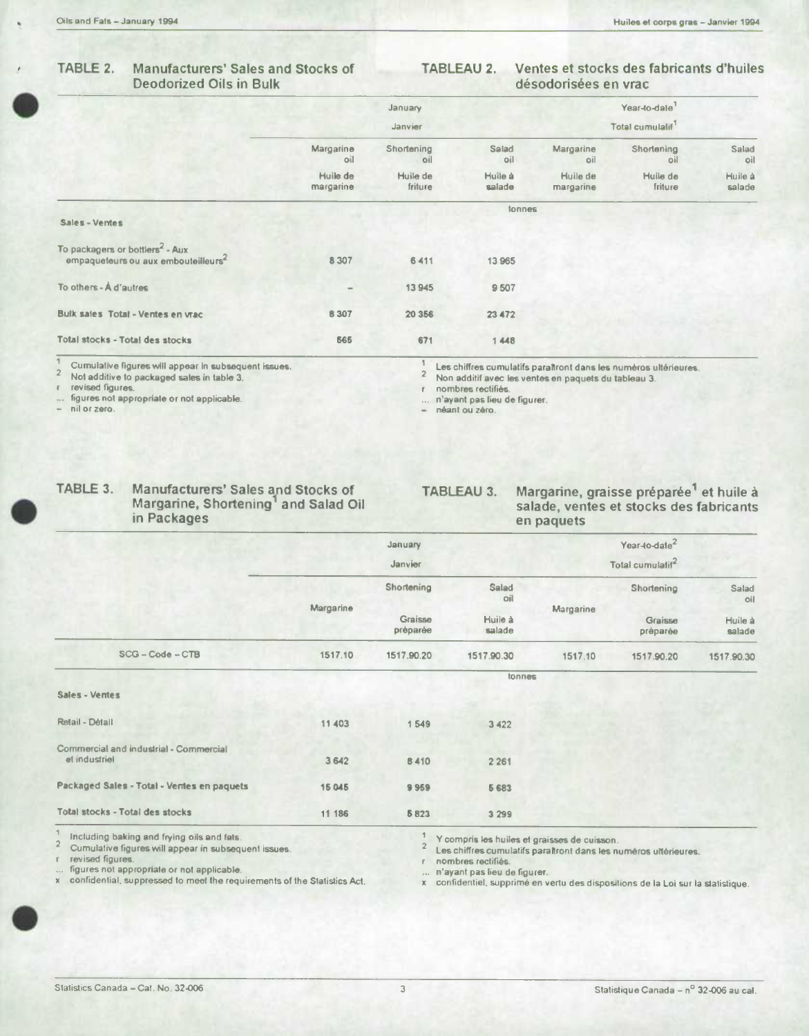## TABLE 2. Manufacturers' Sales and Stocks of Deodorized Oils in Bulk

## TABLEAU 2. Ventes et stocks des fabricants d'huiles désodorisées en vrac

| | January / Janvier | | | Year-to-date[1] / Total cumulatif[1] | | |
|---|---|---|---|---|---|---|
| | Margarine oil / Huile de margarine | Shortening oil / Huile de friture | Salad oil / Huile à salade | Margarine oil / Huile de margarine | Shortening oil / Huile de friture | Salad oil / Huile à salade |
| | tonnes | | | | | |
| **Sales - Ventes** | | | | | | |
| To packagers or bottlers[2] - Aux empaqueteurs ou aux embouteilleurs[2] | 8 307 | 6 411 | 13 965 | | | |
| To others - À d'autres | – | 13 945 | 9 507 | | | |
| **Bulk sales Total - Ventes en vrac** | 8 307 | 20 356 | 23 472 | | | |
| **Total stocks - Total des stocks** | 565 | 671 | 1 448 | | | |

1 Cumulative figures will appear in subsequent issues.
2 Not additive to packaged sales in table 3.
r revised figures.
... figures not appropriate or not applicable.
– nil or zero.

1 Les chiffres cumulatifs paraîtront dans les numéros ultérieures.
2 Non additif avec les ventes en paquets du tableau 3.
r nombres rectifiés.
... n'ayant pas lieu de figurer.
– néant ou zéro.

## TABLE 3. Manufacturers' Sales and Stocks of Margarine, Shortening[1] and Salad Oil in Packages

## TABLEAU 3. Margarine, graisse préparée[1] et huile à salade, ventes et stocks des fabricants en paquets

| | January / Janvier | | | Year-to-date[2] / Total cumulatif[2] | | |
|---|---|---|---|---|---|---|
| | Margarine | Shortening / Graisse préparée | Salad oil / Huile à salade | Margarine | Shortening / Graisse préparée | Salad oil / Huile à salade |
| SCG – Code – CTB | 1517.10 | 1517.90.20 | 1517.90.30 | 1517.10 | 1517.90.20 | 1517.90.30 |
| | tonnes | | | | | |
| **Sales - Ventes** | | | | | | |
| Retail - Détail | 11 403 | 1 549 | 3 422 | | | |
| Commercial and industrial - Commercial et industriel | 3 642 | 8 410 | 2 261 | | | |
| **Packaged Sales - Total - Ventes en paquets** | 15 045 | 9 959 | 5 683 | | | |
| **Total stocks - Total des stocks** | 11 186 | 5 823 | 3 299 | | | |

1 Including baking and frying oils and fats.
2 Cumulative figures will appear in subsequent issues.
r revised figures.
... figures not appropriate or not applicable.
x confidential, suppressed to meet the requirements of the Statistics Act.

1 Y compris les huiles et graisses de cuisson.
2 Les chiffres cumulatifs paraîtront dans les numéros ultérieures.
r nombres rectifiés.
... n'ayant pas lieu de figurer.
x confidentiel, supprimé en vertu des dispositions de la Loi sur la statistique.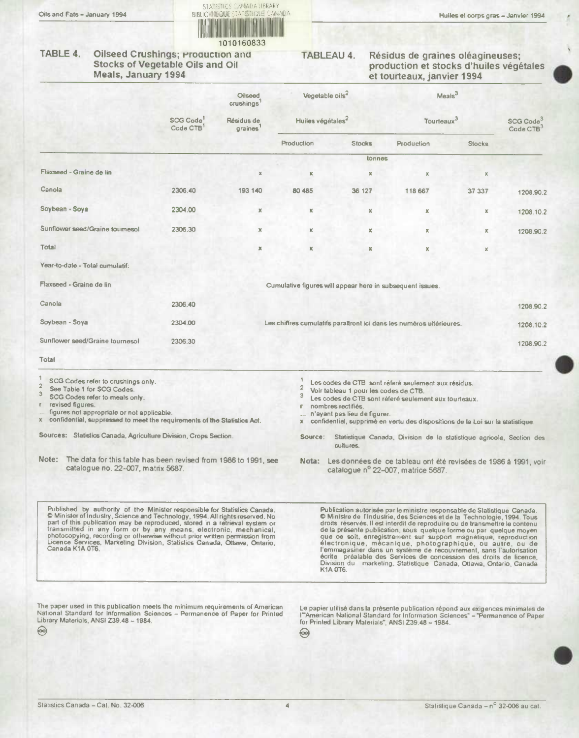## TABLE 4. Oilseed Crushings; Production and Stocks of Vegetable Oils and Oil Meals, January 1994

## TABLEAU 4. Résidus de graines oléagineuses; production et stocks d'huiles végétales et tourteaux, janvier 1994

| | SCG Code[1] Code CTB[1] | Oilseed crushings[1] Résidus de graines[1] | Vegetable oils[2] Huiles végétales[2] | | Meals[3] Tourteaux[3] | | SCG Code[3] Code CTB[3] |
|---|---|---|---|---|---|---|---|
| | | | Production | Stocks | Production | Stocks | |
| | | | tonnes | | | | |
| Flaxseed - Graine de lin | | x | x | x | x | x | |
| Canola | 2306.40 | 193 140 | 80 485 | 36 127 | 118 667 | 37 337 | 1208.90.2 |
| Soybean - Soya | 2304.00 | x | x | x | x | x | 1208.10.2 |
| Sunflower seed/Graine tournesol | 2306.30 | x | x | x | x | x | 1208.90.2 |
| Total | | x | x | x | x | x | |
| Year-to-date - Total cumulatif: | | | | | | | |
| Flaxseed - Graine de lin | | Cumulative figures will appear here in subsequent issues. | | | | | |
| Canola | 2306.40 | | | | | | 1208.90.2 |
| Soybean - Soya | 2304.00 | Les chiffres cumulatifs paraîtront ici dans les numéros ultérieures. | | | | | 1208.10.2 |
| Sunflower seed/Graine tournesol | 2306.30 | | | | | | 1208.90.2 |
| Total | | | | | | | |

1 SCG Codes refer to crushings only.
2 See Table 1 for SCG Codes.
3 SCG Codes refer to meals only.
r revised figures.
... figures not appropriate or not applicable.
x confidential, suppressed to meet the requirements of the Statistics Act.

1 Les codes de CTB sont référé seulement aux résidus.
2 Voir tableau 1 pour les codes de CTB.
3 Les codes de CTB sont référé seulement aux tourteaux.
r nombres rectifiés.
... n'ayant pas lieu de figurer.
x confidentiel, supprimé en vertu des dispositions de la Loi sur la statistique.

**Sources:** Statistics Canada, Agriculture Division, Crops Section.

**Source:** Statistique Canada, Division de la statistique agricole, Section des cultures.

**Note:** The data for this table has been revised from 1986 to 1991, see catalogue no. 22-007, matrix 5687.

**Nota:** Les données de ce tableau ont été revisées de 1986 à 1991, voir catalogue n° 22-007, matrice 5687.

Published by authority of the Minister responsible for Statistics Canada. © Minister of Industry, Science and Technology, 1994. All rights reserved. No part of this publication may be reproduced, stored in a retrieval system or transmitted in any form or by any means, electronic, mechanical, photocopying, recording or otherwise without prior written permission from Licence Services, Marketing Division, Statistics Canada, Ottawa, Ontario, Canada K1A 0T6.

Publication autorisée par le ministre responsable de Statistique Canada. © Ministre de l'Industrie, des Sciences et de la Technologie, 1994. Tous droits réservés. Il est interdit de reproduire ou de transmettre le contenu de la présente publication, sous quelque forme ou par quelque moyen que ce soit, enregistrement sur support magnétique, reproduction électronique, mécanique, photographique, ou autre, ou de l'emmagasiner dans un système de recouvrement, sans l'autorisation écrite préalable des Services de concession des droits de licence, Division du marketing, Statistique Canada, Ottawa, Ontario, Canada K1A 0T6.

The paper used in this publication meets the minimum requirements of American National Standard for Information Sciences – Permanence of Paper for Printed Library Materials, ANSI Z39.48 – 1984.

Le papier utilisé dans la présente publication répond aux exigences minimales de l'"American National Standard for Information Sciences" – "Permanence of Paper for Printed Library Materials", ANSI Z39.48 – 1984.